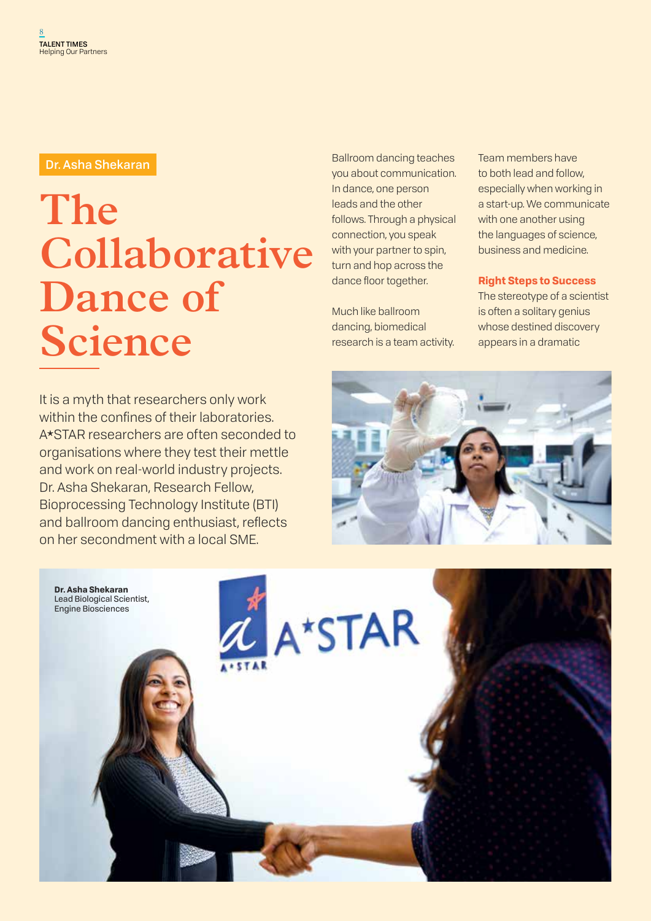Dr. Asha Shekaran

# The Collaborative Dance of Science

It is a myth that researchers only work within the confines of their laboratories. A*STAR researchers are often seconded to organisations where they test their mettle and work on real-world industry projects. Dr. Asha Shekaran, Research Fellow, Bioprocessing Technology Institute (BTI) and ballroom dancing enthusiast, reflects on her secondment with a local SME.

Ballroom dancing teaches you about communication. In dance, one person leads and the other follows. Through a physical connection, you speak with your partner to spin, turn and hop across the dance floor together.

Much like ballroom dancing, biomedical research is a team activity. Team members have to both lead and follow, especially when working in a start-up. We communicate with one another using the languages of science, business and medicine.

**Right Steps to Success**

The stereotype of a scientist is often a solitary genius whose destined discovery appears in a dramatic

**Dr. Asha Shekaran**
Lead Biological Scientist, Engine Biosciences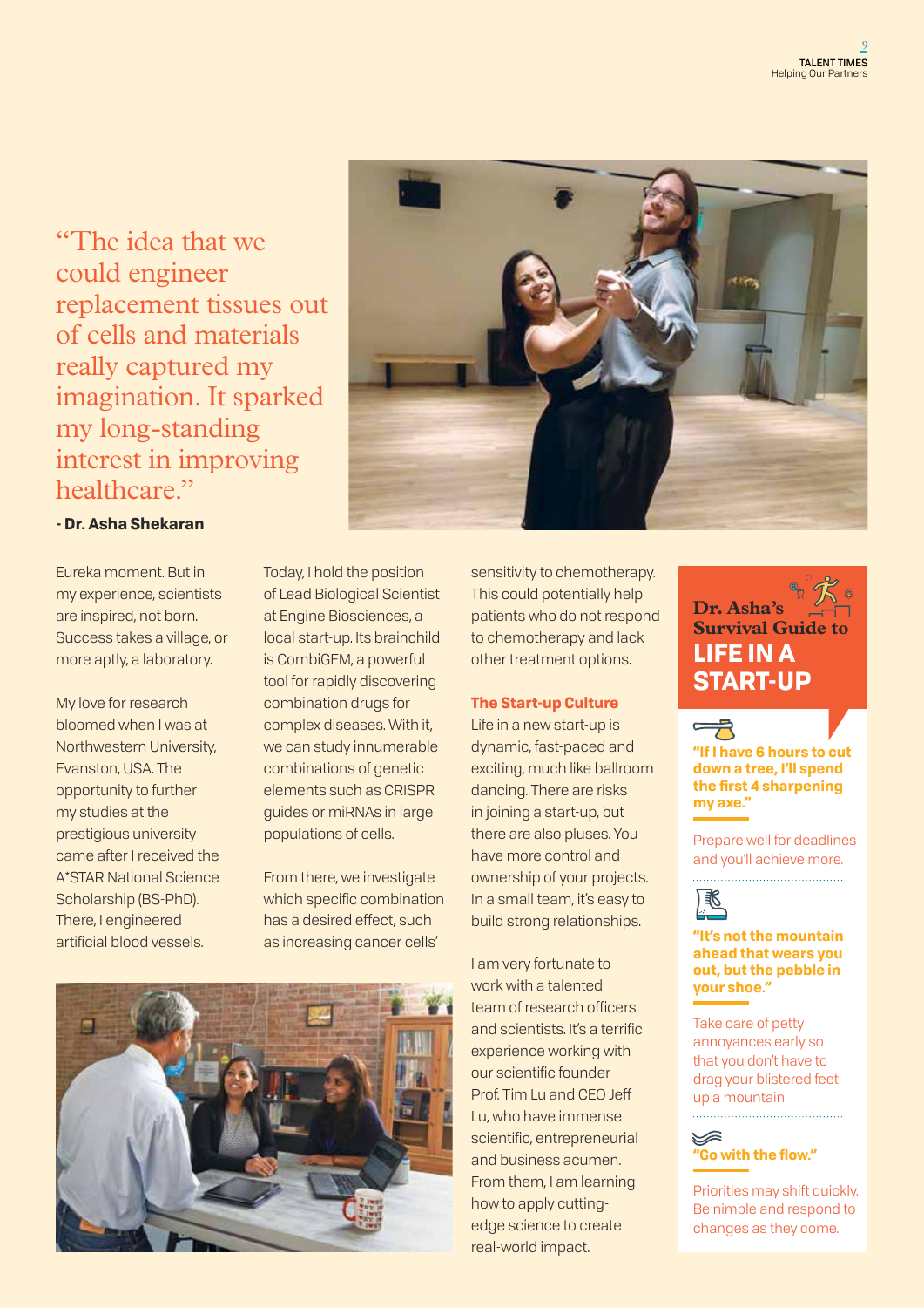> "The idea that we could engineer replacement tissues out of cells and materials really captured my imagination. It sparked my long-standing interest in improving healthcare."
>
> **- Dr. Asha Shekaran**

Eureka moment. But in my experience, scientists are inspired, not born. Success takes a village, or more aptly, a laboratory.

My love for research bloomed when I was at Northwestern University, Evanston, USA. The opportunity to further my studies at the prestigious university came after I received the A*STAR National Science Scholarship (BS-PhD). There, I engineered artificial blood vessels.

Today, I hold the position of Lead Biological Scientist at Engine Biosciences, a local start-up. Its brainchild is CombiGEM, a powerful tool for rapidly discovering combination drugs for complex diseases. With it, we can study innumerable combinations of genetic elements such as CRISPR guides or miRNAs in large populations of cells.

From there, we investigate which specific combination has a desired effect, such as increasing cancer cells' sensitivity to chemotherapy. This could potentially help patients who do not respond to chemotherapy and lack other treatment options.

### The Start-up Culture

Life in a new start-up is dynamic, fast-paced and exciting, much like ballroom dancing. There are risks in joining a start-up, but there are also pluses. You have more control and ownership of your projects. In a small team, it's easy to build strong relationships.

I am very fortunate to work with a talented team of research officers and scientists. It's a terrific experience working with our scientific founder Prof. Tim Lu and CEO Jeff Lu, who have immense scientific, entrepreneurial and business acumen. From them, I am learning how to apply cutting-edge science to create real-world impact.

## Dr. Asha's Survival Guide to LIFE IN A START-UP

**"If I have 6 hours to cut down a tree, I'll spend the first 4 sharpening my axe."**

Prepare well for deadlines and you'll achieve more.

**"It's not the mountain ahead that wears you out, but the pebble in your shoe."**

Take care of petty annoyances early so that you don't have to drag your blistered feet up a mountain.

**"Go with the flow."**

Priorities may shift quickly. Be nimble and respond to changes as they come.